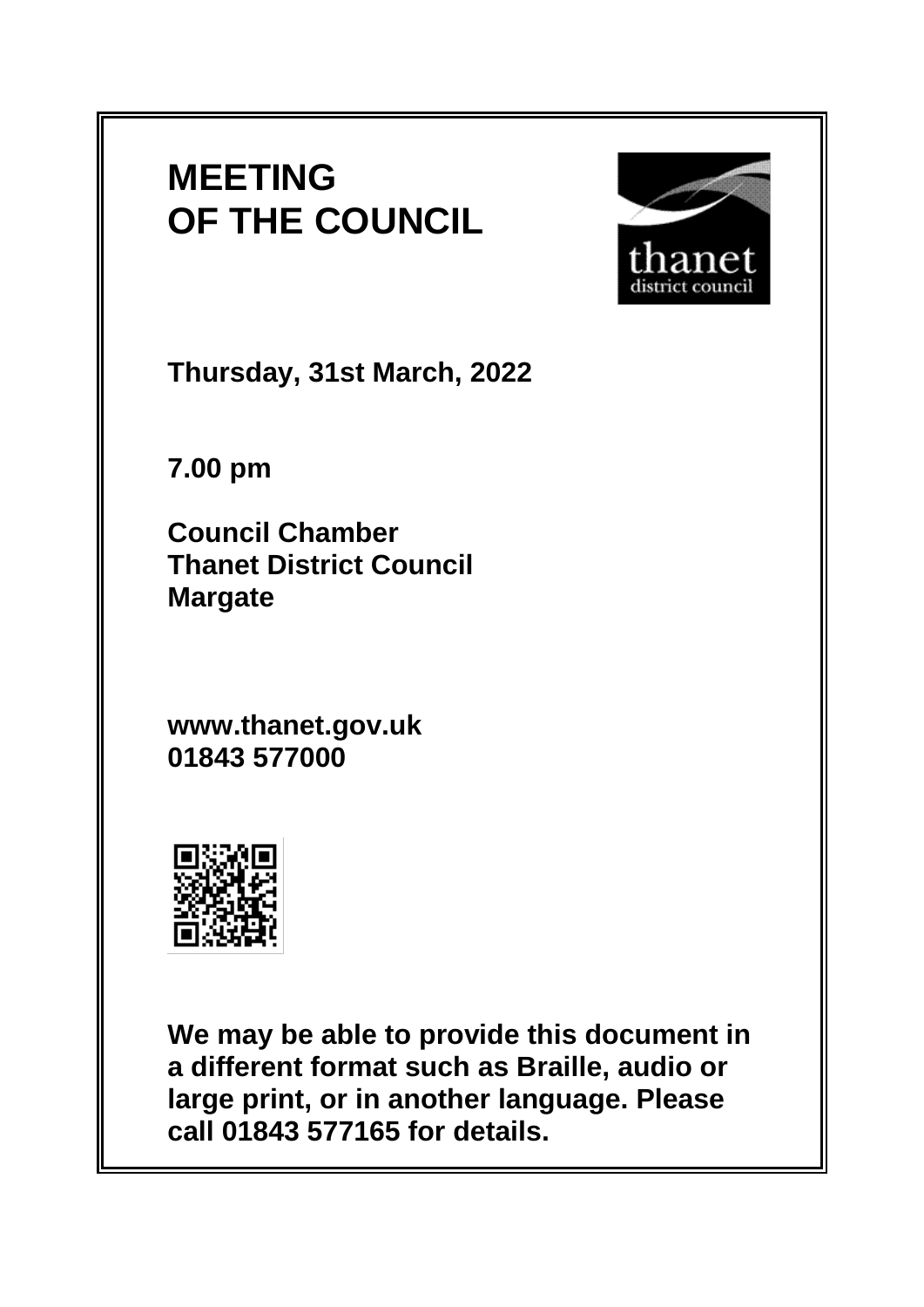# MEETING OF THE COUNCIL

**Thursday, 31st March, 2022**

**7.00 pm**

**Council Chamber**
**Thanet District Council**
**Margate**

**www.thanet.gov.uk**
**01843 577000**

**We may be able to provide this document in a different format such as Braille, audio or large print, or in another language. Please call 01843 577165 for details.**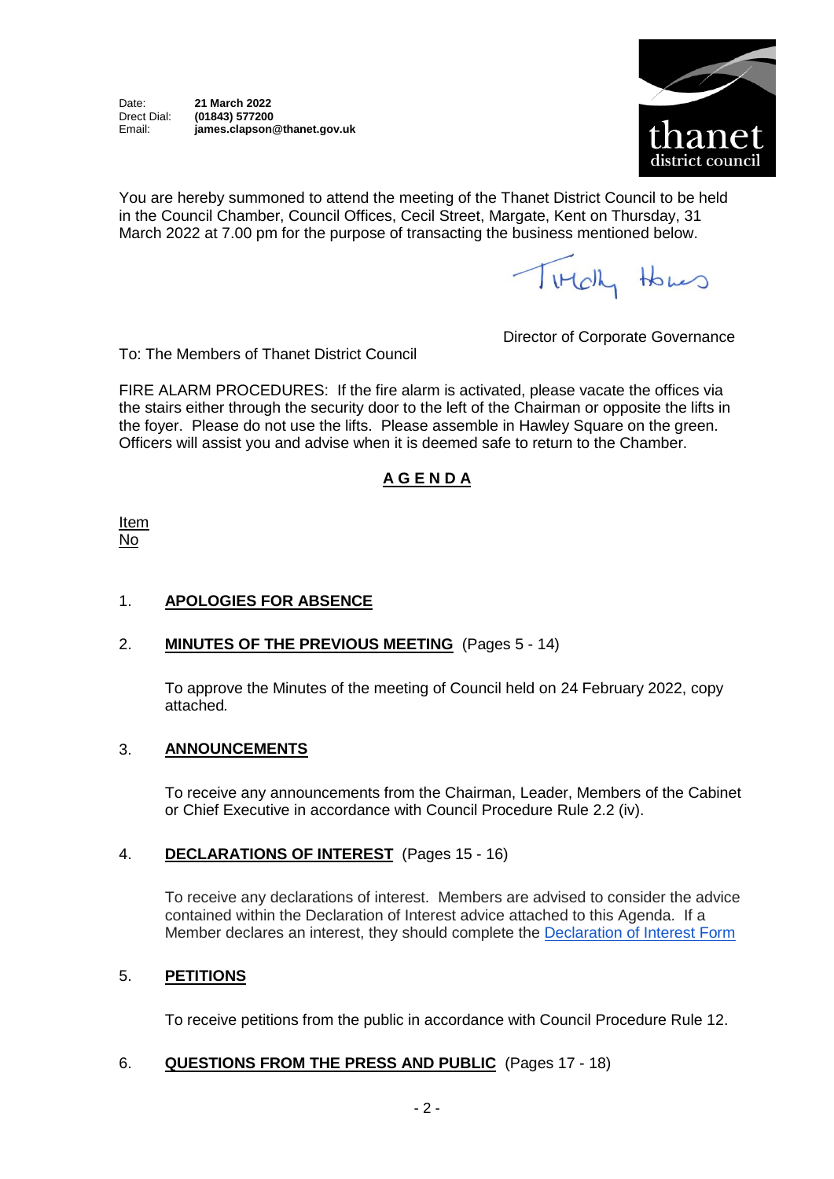Date: **21 March 2022**
Drect Dial: **(01843) 577200**
Email: **james.clapson@thanet.gov.uk**

thanet district council

You are hereby summoned to attend the meeting of the Thanet District Council to be held in the Council Chamber, Council Offices, Cecil Street, Margate, Kent on Thursday, 31 March 2022 at 7.00 pm for the purpose of transacting the business mentioned below.

Director of Corporate Governance

To: The Members of Thanet District Council

FIRE ALARM PROCEDURES: If the fire alarm is activated, please vacate the offices via the stairs either through the security door to the left of the Chairman or opposite the lifts in the foyer. Please do not use the lifts. Please assemble in Hawley Square on the green. Officers will assist you and advise when it is deemed safe to return to the Chamber.

## A G E N D A

Item No

1. **APOLOGIES FOR ABSENCE**

2. **MINUTES OF THE PREVIOUS MEETING** (Pages 5 - 14)

   To approve the Minutes of the meeting of Council held on 24 February 2022, copy attached.

3. **ANNOUNCEMENTS**

   To receive any announcements from the Chairman, Leader, Members of the Cabinet or Chief Executive in accordance with Council Procedure Rule 2.2 (iv).

4. **DECLARATIONS OF INTEREST** (Pages 15 - 16)

   To receive any declarations of interest. Members are advised to consider the advice contained within the Declaration of Interest advice attached to this Agenda. If a Member declares an interest, they should complete the Declaration of Interest Form

5. **PETITIONS**

   To receive petitions from the public in accordance with Council Procedure Rule 12.

6. **QUESTIONS FROM THE PRESS AND PUBLIC** (Pages 17 - 18)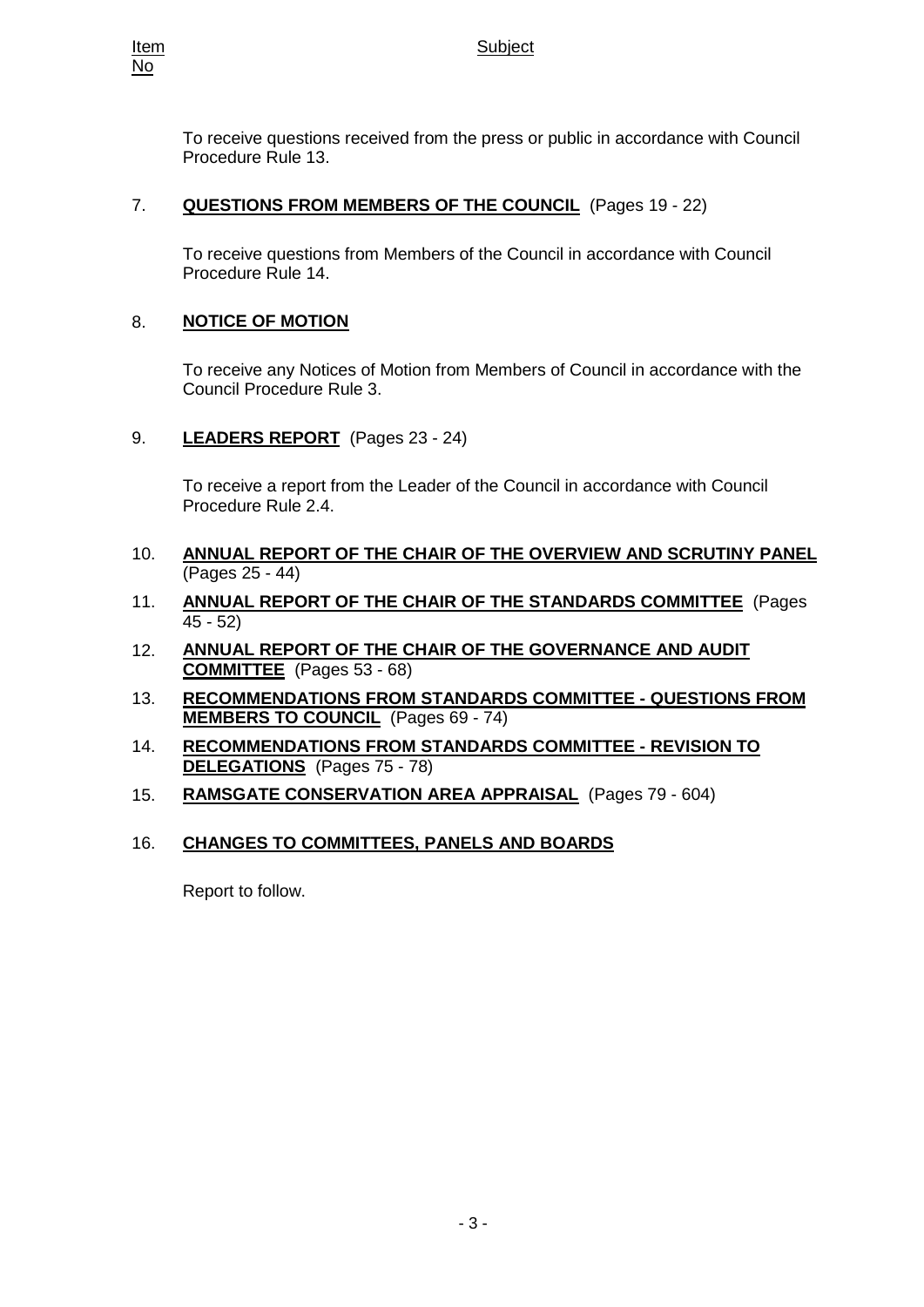| Item No | Subject |
|---|---|
| | To receive questions received from the press or public in accordance with Council Procedure Rule 13. |
| 7. | **QUESTIONS FROM MEMBERS OF THE COUNCIL** (Pages 19 - 22) |
| | To receive questions from Members of the Council in accordance with Council Procedure Rule 14. |
| 8. | **NOTICE OF MOTION** |
| | To receive any Notices of Motion from Members of Council in accordance with the Council Procedure Rule 3. |
| 9. | **LEADERS REPORT** (Pages 23 - 24) |
| | To receive a report from the Leader of the Council in accordance with Council Procedure Rule 2.4. |
| 10. | **ANNUAL REPORT OF THE CHAIR OF THE OVERVIEW AND SCRUTINY PANEL** (Pages 25 - 44) |
| 11. | **ANNUAL REPORT OF THE CHAIR OF THE STANDARDS COMMITTEE** (Pages 45 - 52) |
| 12. | **ANNUAL REPORT OF THE CHAIR OF THE GOVERNANCE AND AUDIT COMMITTEE** (Pages 53 - 68) |
| 13. | **RECOMMENDATIONS FROM STANDARDS COMMITTEE - QUESTIONS FROM MEMBERS TO COUNCIL** (Pages 69 - 74) |
| 14. | **RECOMMENDATIONS FROM STANDARDS COMMITTEE - REVISION TO DELEGATIONS** (Pages 75 - 78) |
| 15. | **RAMSGATE CONSERVATION AREA APPRAISAL** (Pages 79 - 604) |
| 16. | **CHANGES TO COMMITTEES, PANELS AND BOARDS** |
| | Report to follow. |